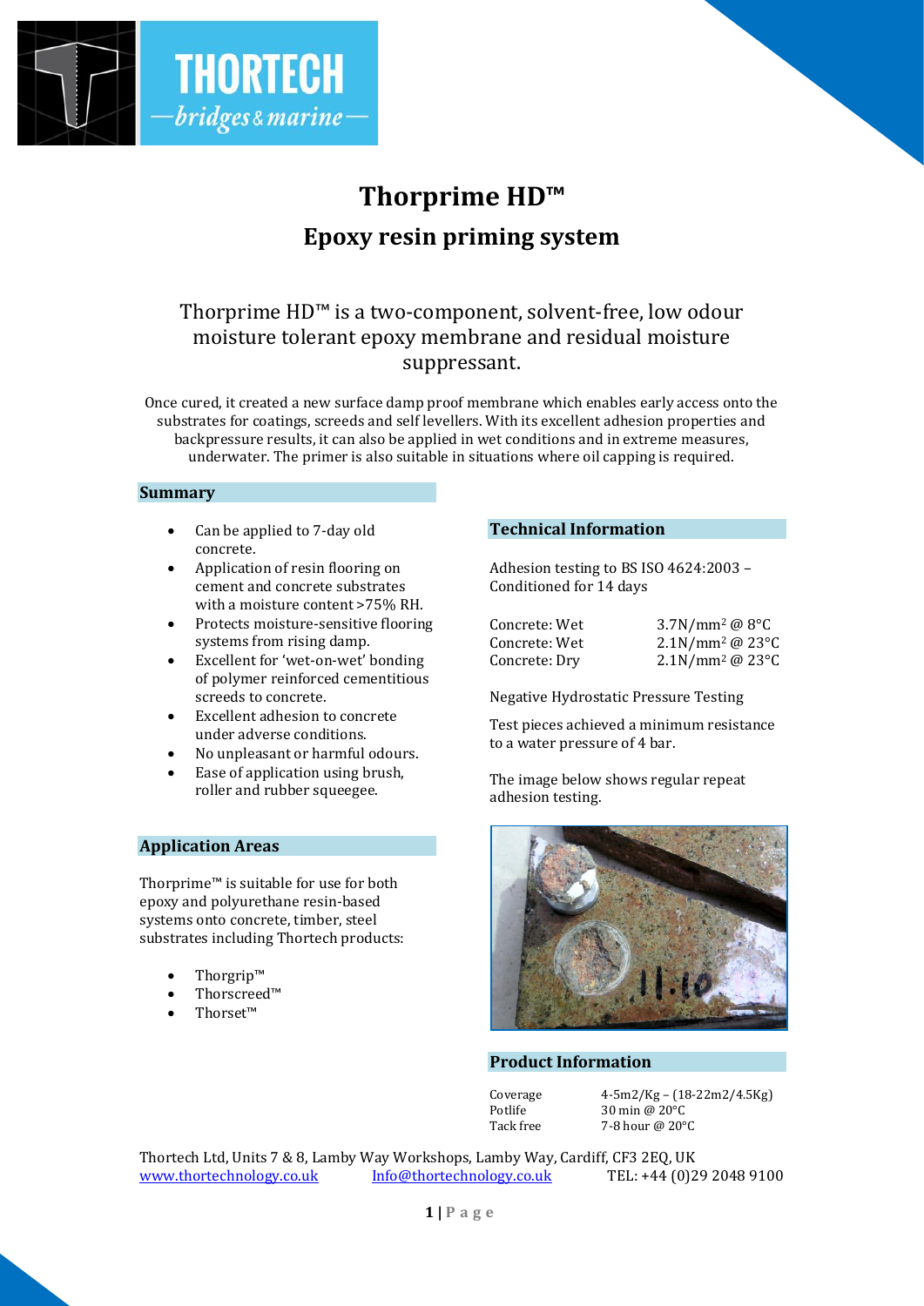# Thorprime HD™

## Epoxy resin priming system

Thorprime HD™ is a two-component, solvent-free, low odour moisture tolerant epoxy membrane and residual moisture suppressant.

Once cured, it created a new surface damp proof membrane which enables early access onto the substrates for coatings, screeds and self levellers. With its excellent adhesion properties and backpressure results, it can also be applied in wet conditions and in extreme measures, underwater. The primer is also suitable in situations where oil capping is required.

### Summary

- Can be applied to 7-day old concrete.
- Application of resin flooring on cement and concrete substrates with a moisture content >75% RH.
- Protects moisture-sensitive flooring systems from rising damp.
- Excellent for 'wet-on-wet' bonding of polymer reinforced cementitious screeds to concrete.
- Excellent adhesion to concrete under adverse conditions.
- No unpleasant or harmful odours.
- Ease of application using brush, roller and rubber squeegee.

### Application Areas

Thorprime™ is suitable for use for both epoxy and polyurethane resin-based systems onto concrete, timber, steel substrates including Thortech products:

- Thorgrip™
- Thorscreed™
- Thorset™

### Technical Information

Adhesion testing to BS ISO 4624:2003 – Conditioned for 14 days

| | |
|---|---|
| Concrete: Wet | 3.7N/mm² @ 8°C |
| Concrete: Wet | 2.1N/mm² @ 23°C |
| Concrete: Dry | 2.1N/mm² @ 23°C |

Negative Hydrostatic Pressure Testing

Test pieces achieved a minimum resistance to a water pressure of 4 bar.

The image below shows regular repeat adhesion testing.

### Product Information

| | |
|---|---|
| Coverage | 4-5m2/Kg – (18-22m2/4.5Kg) |
| Potlife | 30 min @ 20°C |
| Tack free | 7-8 hour @ 20°C |

Thortech Ltd, Units 7 & 8, Lamby Way Workshops, Lamby Way, Cardiff, CF3 2EQ, UK
www.thortechnology.co.uk Info@thortechnology.co.uk TEL: +44 (0)29 2048 9100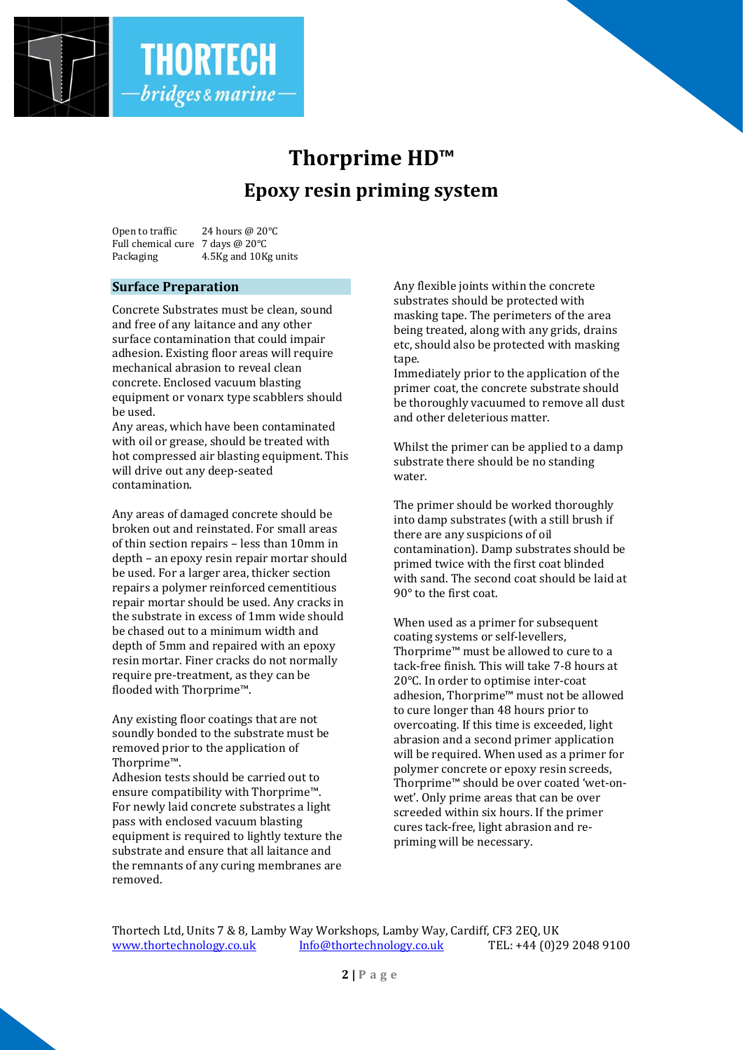# Thorprime HD™

## Epoxy resin priming system

| | |
|---|---|
| Open to traffic | 24 hours @ 20°C |
| Full chemical cure | 7 days @ 20°C |
| Packaging | 4.5Kg and 10Kg units |

### Surface Preparation

Concrete Substrates must be clean, sound and free of any laitance and any other surface contamination that could impair adhesion. Existing floor areas will require mechanical abrasion to reveal clean concrete. Enclosed vacuum blasting equipment or vonarx type scabblers should be used.
Any areas, which have been contaminated with oil or grease, should be treated with hot compressed air blasting equipment. This will drive out any deep-seated contamination.

Any areas of damaged concrete should be broken out and reinstated. For small areas of thin section repairs – less than 10mm in depth – an epoxy resin repair mortar should be used. For a larger area, thicker section repairs a polymer reinforced cementitious repair mortar should be used. Any cracks in the substrate in excess of 1mm wide should be chased out to a minimum width and depth of 5mm and repaired with an epoxy resin mortar. Finer cracks do not normally require pre-treatment, as they can be flooded with Thorprime™.

Any existing floor coatings that are not soundly bonded to the substrate must be removed prior to the application of Thorprime™.
Adhesion tests should be carried out to ensure compatibility with Thorprime™.
For newly laid concrete substrates a light pass with enclosed vacuum blasting equipment is required to lightly texture the substrate and ensure that all laitance and the remnants of any curing membranes are removed.

Any flexible joints within the concrete substrates should be protected with masking tape. The perimeters of the area being treated, along with any grids, drains etc, should also be protected with masking tape.
Immediately prior to the application of the primer coat, the concrete substrate should be thoroughly vacuumed to remove all dust and other deleterious matter.

Whilst the primer can be applied to a damp substrate there should be no standing water.

The primer should be worked thoroughly into damp substrates (with a still brush if there are any suspicions of oil contamination). Damp substrates should be primed twice with the first coat blinded with sand. The second coat should be laid at 90° to the first coat.

When used as a primer for subsequent coating systems or self-levellers, Thorprime™ must be allowed to cure to a tack-free finish. This will take 7-8 hours at 20°C. In order to optimise inter-coat adhesion, Thorprime™ must not be allowed to cure longer than 48 hours prior to overcoating. If this time is exceeded, light abrasion and a second primer application will be required. When used as a primer for polymer concrete or epoxy resin screeds, Thorprime™ should be over coated 'wet-on-wet'. Only prime areas that can be over screeded within six hours. If the primer cures tack-free, light abrasion and re-priming will be necessary.

Thortech Ltd, Units 7 & 8, Lamby Way Workshops, Lamby Way, Cardiff, CF3 2EQ, UK
www.thortechnology.co.uk Info@thortechnology.co.uk TEL: +44 (0)29 2048 9100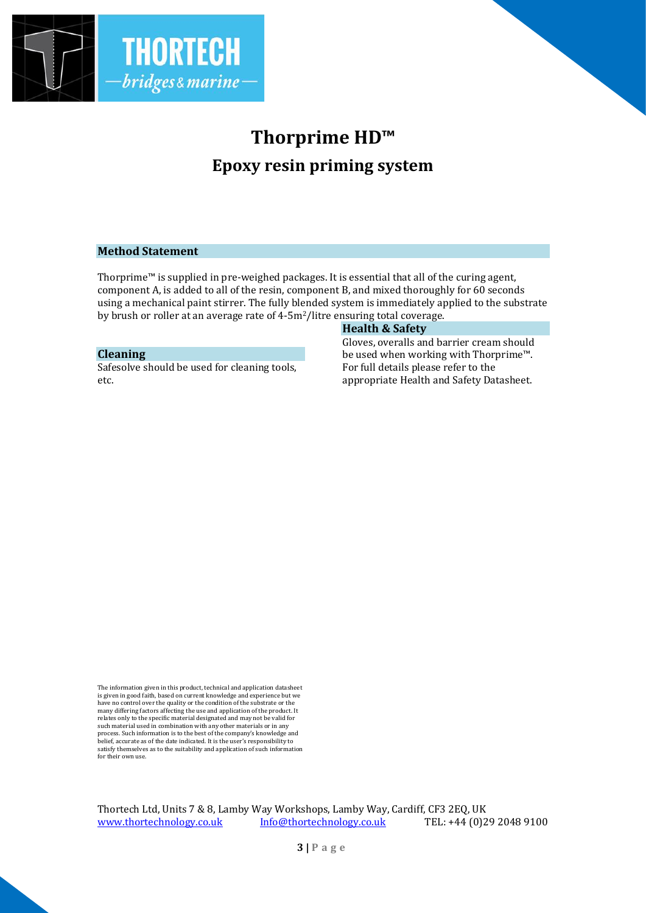# Thorprime HD™

## Epoxy resin priming system

### Method Statement

Thorprime™ is supplied in pre-weighed packages. It is essential that all of the curing agent, component A, is added to all of the resin, component B, and mixed thoroughly for 60 seconds using a mechanical paint stirrer. The fully blended system is immediately applied to the substrate by brush or roller at an average rate of 4-5m²/litre ensuring total coverage.

### Cleaning

Safesolve should be used for cleaning tools, etc.

### Health & Safety

Gloves, overalls and barrier cream should be used when working with Thorprime™. For full details please refer to the appropriate Health and Safety Datasheet.

The information given in this product, technical and application datasheet is given in good faith, based on current knowledge and experience but we have no control over the quality or the condition of the substrate or the many differing factors affecting the use and application of the product. It relates only to the specific material designated and may not be valid for such material used in combination with any other materials or in any process. Such information is to the best of the company's knowledge and belief, accurate as of the date indicated. It is the user's responsibility to satisfy themselves as to the suitability and application of such information for their own use.

Thortech Ltd, Units 7 & 8, Lamby Way Workshops, Lamby Way, Cardiff, CF3 2EQ, UK
www.thortechnology.co.uk Info@thortechnology.co.uk TEL: +44 (0)29 2048 9100